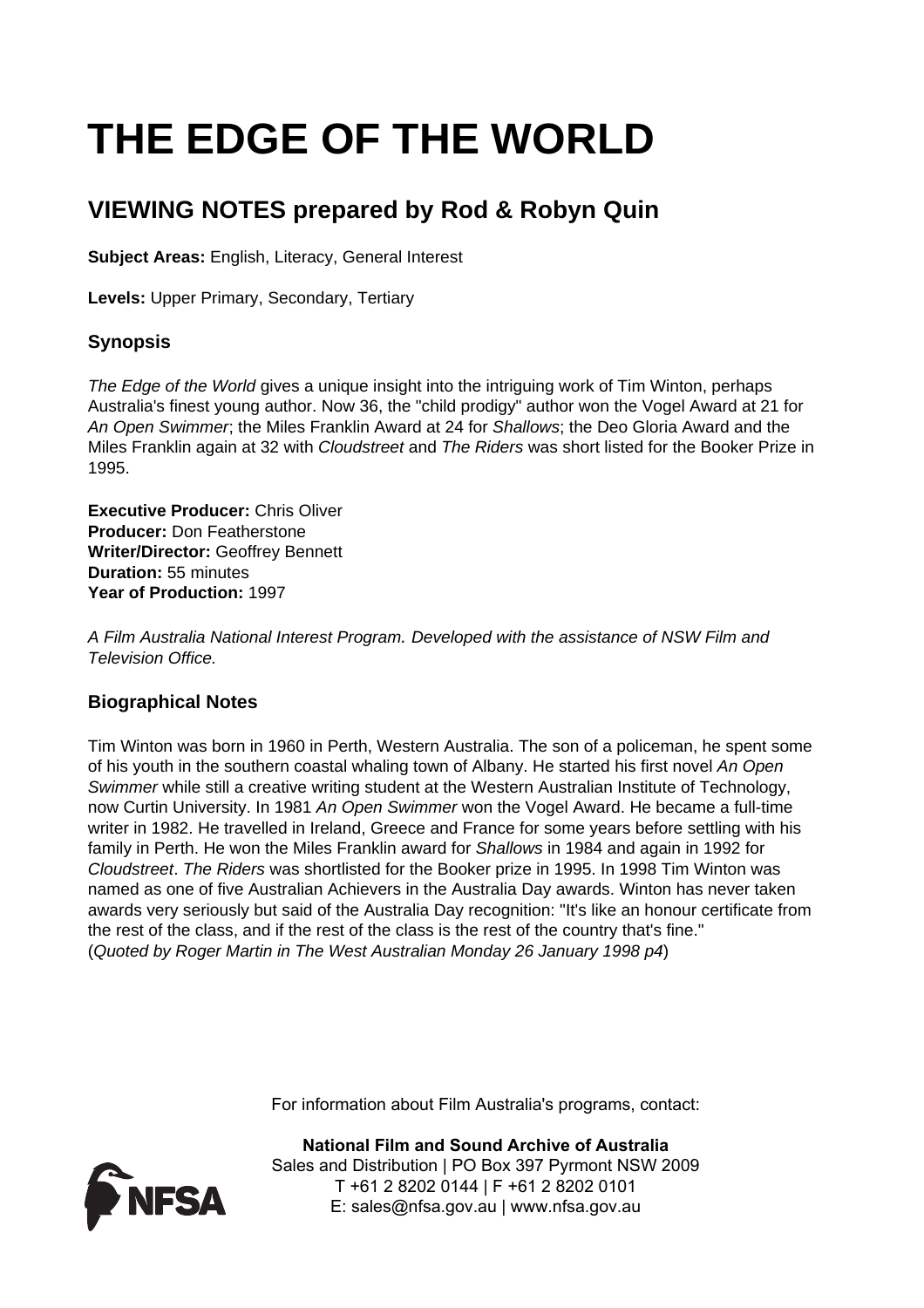# THE EDGE OF THE WORLD

## VIEWING NOTES prepared by Rod & Robyn Quin

**Subject Areas:** English, Literacy, General Interest

**Levels:** Upper Primary, Secondary, Tertiary

### Synopsis

*The Edge of the World* gives a unique insight into the intriguing work of Tim Winton, perhaps Australia's finest young author. Now 36, the "child prodigy" author won the Vogel Award at 21 for *An Open Swimmer*; the Miles Franklin Award at 24 for *Shallows*; the Deo Gloria Award and the Miles Franklin again at 32 with *Cloudstreet* and *The Riders* was short listed for the Booker Prize in 1995.

**Executive Producer:** Chris Oliver
**Producer:** Don Featherstone
**Writer/Director:** Geoffrey Bennett
**Duration:** 55 minutes
**Year of Production:** 1997

*A Film Australia National Interest Program. Developed with the assistance of NSW Film and Television Office.*

### Biographical Notes

Tim Winton was born in 1960 in Perth, Western Australia. The son of a policeman, he spent some of his youth in the southern coastal whaling town of Albany. He started his first novel *An Open Swimmer* while still a creative writing student at the Western Australian Institute of Technology, now Curtin University. In 1981 *An Open Swimmer* won the Vogel Award. He became a full-time writer in 1982. He travelled in Ireland, Greece and France for some years before settling with his family in Perth. He won the Miles Franklin award for *Shallows* in 1984 and again in 1992 for *Cloudstreet*. *The Riders* was shortlisted for the Booker prize in 1995. In 1998 Tim Winton was named as one of five Australian Achievers in the Australia Day awards. Winton has never taken awards very seriously but said of the Australia Day recognition: "It's like an honour certificate from the rest of the class, and if the rest of the class is the rest of the country that's fine." (*Quoted by Roger Martin in The West Australian Monday 26 January 1998 p4*)

For information about Film Australia's programs, contact:

**National Film and Sound Archive of Australia**
Sales and Distribution | PO Box 397 Pyrmont NSW 2009
T +61 2 8202 0144 | F +61 2 8202 0101
E: sales@nfsa.gov.au | www.nfsa.gov.au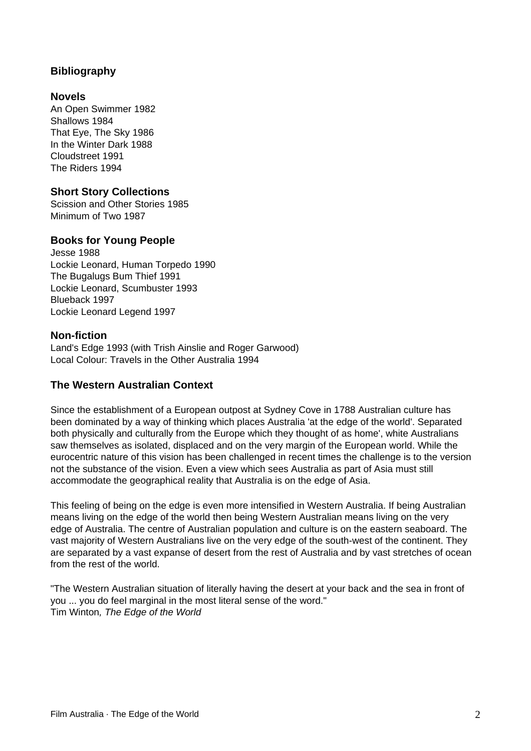## Bibliography

### Novels

An Open Swimmer 1982
Shallows 1984
That Eye, The Sky 1986
In the Winter Dark 1988
Cloudstreet 1991
The Riders 1994

### Short Story Collections

Scission and Other Stories 1985
Minimum of Two 1987

### Books for Young People

Jesse 1988
Lockie Leonard, Human Torpedo 1990
The Bugalugs Bum Thief 1991
Lockie Leonard, Scumbuster 1993
Blueback 1997
Lockie Leonard Legend 1997

### Non-fiction

Land's Edge 1993 (with Trish Ainslie and Roger Garwood)
Local Colour: Travels in the Other Australia 1994

## The Western Australian Context

Since the establishment of a European outpost at Sydney Cove in 1788 Australian culture has been dominated by a way of thinking which places Australia 'at the edge of the world'. Separated both physically and culturally from the Europe which they thought of as home', white Australians saw themselves as isolated, displaced and on the very margin of the European world. While the eurocentric nature of this vision has been challenged in recent times the challenge is to the version not the substance of the vision. Even a view which sees Australia as part of Asia must still accommodate the geographical reality that Australia is on the edge of Asia.

This feeling of being on the edge is even more intensified in Western Australia. If being Australian means living on the edge of the world then being Western Australian means living on the very edge of Australia. The centre of Australian population and culture is on the eastern seaboard. The vast majority of Western Australians live on the very edge of the south-west of the continent. They are separated by a vast expanse of desert from the rest of Australia and by vast stretches of ocean from the rest of the world.

"The Western Australian situation of literally having the desert at your back and the sea in front of you ... you do feel marginal in the most literal sense of the word."
Tim Winton*, The Edge of the World*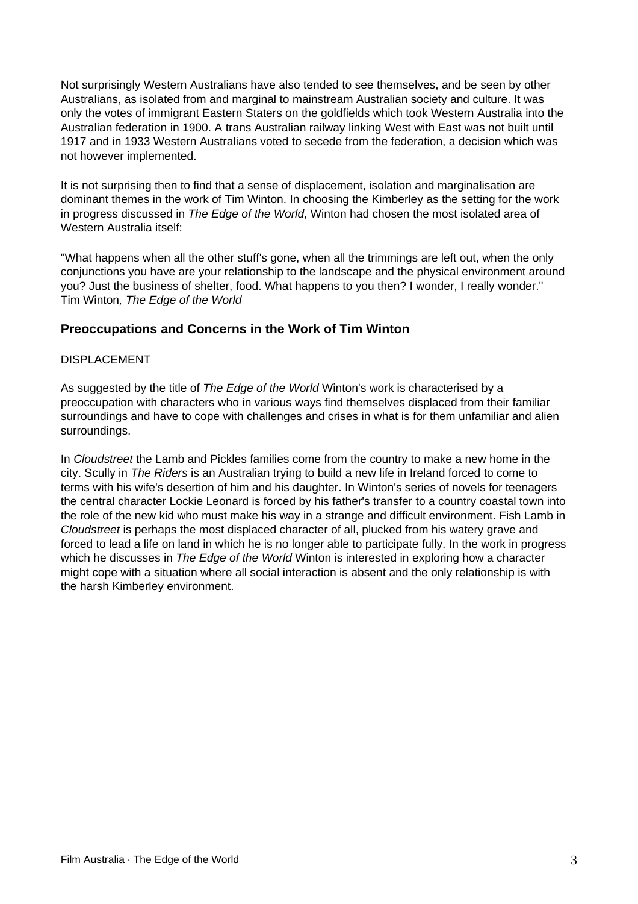Not surprisingly Western Australians have also tended to see themselves, and be seen by other Australians, as isolated from and marginal to mainstream Australian society and culture. It was only the votes of immigrant Eastern Staters on the goldfields which took Western Australia into the Australian federation in 1900. A trans Australian railway linking West with East was not built until 1917 and in 1933 Western Australians voted to secede from the federation, a decision which was not however implemented.

It is not surprising then to find that a sense of displacement, isolation and marginalisation are dominant themes in the work of Tim Winton. In choosing the Kimberley as the setting for the work in progress discussed in *The Edge of the World*, Winton had chosen the most isolated area of Western Australia itself:

"What happens when all the other stuff's gone, when all the trimmings are left out, when the only conjunctions you have are your relationship to the landscape and the physical environment around you? Just the business of shelter, food. What happens to you then? I wonder, I really wonder."
Tim Winton*, The Edge of the World*

### Preoccupations and Concerns in the Work of Tim Winton

DISPLACEMENT

As suggested by the title of *The Edge of the World* Winton's work is characterised by a preoccupation with characters who in various ways find themselves displaced from their familiar surroundings and have to cope with challenges and crises in what is for them unfamiliar and alien surroundings.

In *Cloudstreet* the Lamb and Pickles families come from the country to make a new home in the city. Scully in *The Riders* is an Australian trying to build a new life in Ireland forced to come to terms with his wife's desertion of him and his daughter. In Winton's series of novels for teenagers the central character Lockie Leonard is forced by his father's transfer to a country coastal town into the role of the new kid who must make his way in a strange and difficult environment. Fish Lamb in *Cloudstreet* is perhaps the most displaced character of all, plucked from his watery grave and forced to lead a life on land in which he is no longer able to participate fully. In the work in progress which he discusses in *The Edge of the World* Winton is interested in exploring how a character might cope with a situation where all social interaction is absent and the only relationship is with the harsh Kimberley environment.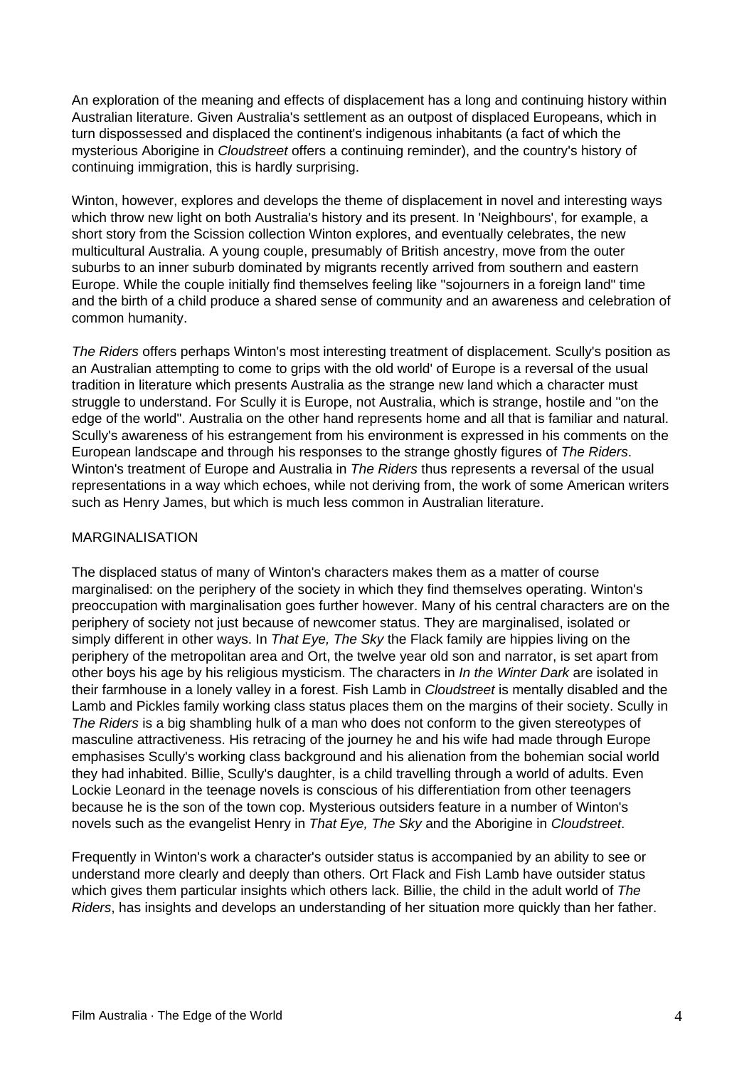An exploration of the meaning and effects of displacement has a long and continuing history within Australian literature. Given Australia's settlement as an outpost of displaced Europeans, which in turn dispossessed and displaced the continent's indigenous inhabitants (a fact of which the mysterious Aborigine in *Cloudstreet* offers a continuing reminder), and the country's history of continuing immigration, this is hardly surprising.

Winton, however, explores and develops the theme of displacement in novel and interesting ways which throw new light on both Australia's history and its present. In 'Neighbours', for example, a short story from the Scission collection Winton explores, and eventually celebrates, the new multicultural Australia. A young couple, presumably of British ancestry, move from the outer suburbs to an inner suburb dominated by migrants recently arrived from southern and eastern Europe. While the couple initially find themselves feeling like "sojourners in a foreign land" time and the birth of a child produce a shared sense of community and an awareness and celebration of common humanity.

*The Riders* offers perhaps Winton's most interesting treatment of displacement. Scully's position as an Australian attempting to come to grips with the old world' of Europe is a reversal of the usual tradition in literature which presents Australia as the strange new land which a character must struggle to understand. For Scully it is Europe, not Australia, which is strange, hostile and "on the edge of the world". Australia on the other hand represents home and all that is familiar and natural. Scully's awareness of his estrangement from his environment is expressed in his comments on the European landscape and through his responses to the strange ghostly figures of *The Riders*. Winton's treatment of Europe and Australia in *The Riders* thus represents a reversal of the usual representations in a way which echoes, while not deriving from, the work of some American writers such as Henry James, but which is much less common in Australian literature.

MARGINALISATION

The displaced status of many of Winton's characters makes them as a matter of course marginalised: on the periphery of the society in which they find themselves operating. Winton's preoccupation with marginalisation goes further however. Many of his central characters are on the periphery of society not just because of newcomer status. They are marginalised, isolated or simply different in other ways. In *That Eye, The Sky* the Flack family are hippies living on the periphery of the metropolitan area and Ort, the twelve year old son and narrator, is set apart from other boys his age by his religious mysticism. The characters in *In the Winter Dark* are isolated in their farmhouse in a lonely valley in a forest. Fish Lamb in *Cloudstreet* is mentally disabled and the Lamb and Pickles family working class status places them on the margins of their society. Scully in *The Riders* is a big shambling hulk of a man who does not conform to the given stereotypes of masculine attractiveness. His retracing of the journey he and his wife had made through Europe emphasises Scully's working class background and his alienation from the bohemian social world they had inhabited. Billie, Scully's daughter, is a child travelling through a world of adults. Even Lockie Leonard in the teenage novels is conscious of his differentiation from other teenagers because he is the son of the town cop. Mysterious outsiders feature in a number of Winton's novels such as the evangelist Henry in *That Eye, The Sky* and the Aborigine in *Cloudstreet*.

Frequently in Winton's work a character's outsider status is accompanied by an ability to see or understand more clearly and deeply than others. Ort Flack and Fish Lamb have outsider status which gives them particular insights which others lack. Billie, the child in the adult world of *The Riders*, has insights and develops an understanding of her situation more quickly than her father.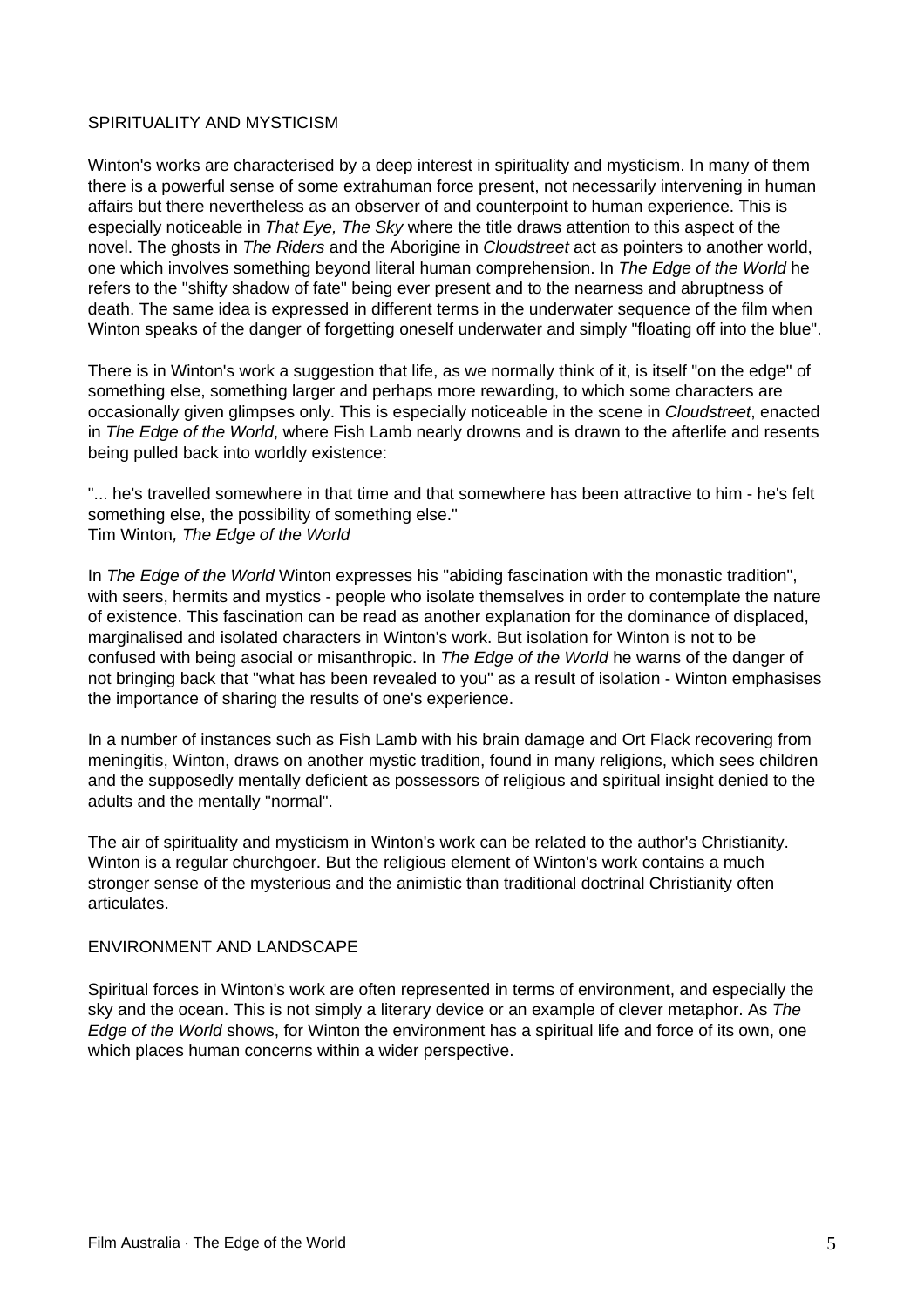## SPIRITUALITY AND MYSTICISM

Winton's works are characterised by a deep interest in spirituality and mysticism. In many of them there is a powerful sense of some extrahuman force present, not necessarily intervening in human affairs but there nevertheless as an observer of and counterpoint to human experience. This is especially noticeable in *That Eye, The Sky* where the title draws attention to this aspect of the novel. The ghosts in *The Riders* and the Aborigine in *Cloudstreet* act as pointers to another world, one which involves something beyond literal human comprehension. In *The Edge of the World* he refers to the "shifty shadow of fate" being ever present and to the nearness and abruptness of death. The same idea is expressed in different terms in the underwater sequence of the film when Winton speaks of the danger of forgetting oneself underwater and simply "floating off into the blue".

There is in Winton's work a suggestion that life, as we normally think of it, is itself "on the edge" of something else, something larger and perhaps more rewarding, to which some characters are occasionally given glimpses only. This is especially noticeable in the scene in *Cloudstreet*, enacted in *The Edge of the World*, where Fish Lamb nearly drowns and is drawn to the afterlife and resents being pulled back into worldly existence:

"... he's travelled somewhere in that time and that somewhere has been attractive to him - he's felt something else, the possibility of something else."
Tim Winton*, The Edge of the World*

In *The Edge of the World* Winton expresses his "abiding fascination with the monastic tradition", with seers, hermits and mystics - people who isolate themselves in order to contemplate the nature of existence. This fascination can be read as another explanation for the dominance of displaced, marginalised and isolated characters in Winton's work. But isolation for Winton is not to be confused with being asocial or misanthropic. In *The Edge of the World* he warns of the danger of not bringing back that "what has been revealed to you" as a result of isolation - Winton emphasises the importance of sharing the results of one's experience.

In a number of instances such as Fish Lamb with his brain damage and Ort Flack recovering from meningitis, Winton, draws on another mystic tradition, found in many religions, which sees children and the supposedly mentally deficient as possessors of religious and spiritual insight denied to the adults and the mentally "normal".

The air of spirituality and mysticism in Winton's work can be related to the author's Christianity. Winton is a regular churchgoer. But the religious element of Winton's work contains a much stronger sense of the mysterious and the animistic than traditional doctrinal Christianity often articulates.

## ENVIRONMENT AND LANDSCAPE

Spiritual forces in Winton's work are often represented in terms of environment, and especially the sky and the ocean. This is not simply a literary device or an example of clever metaphor. As *The Edge of the World* shows, for Winton the environment has a spiritual life and force of its own, one which places human concerns within a wider perspective.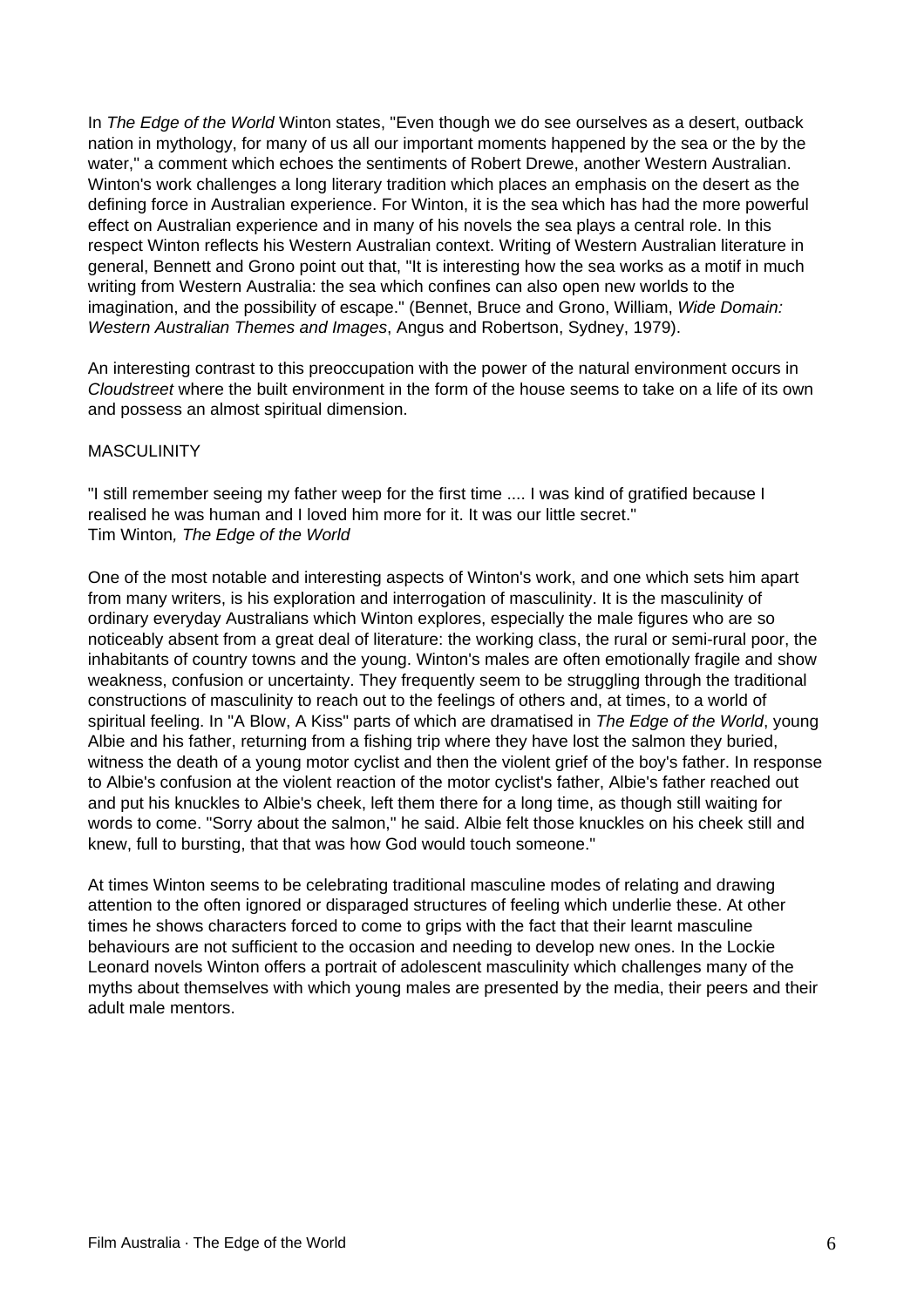In *The Edge of the World* Winton states, "Even though we do see ourselves as a desert, outback nation in mythology, for many of us all our important moments happened by the sea or the by the water," a comment which echoes the sentiments of Robert Drewe, another Western Australian. Winton's work challenges a long literary tradition which places an emphasis on the desert as the defining force in Australian experience. For Winton, it is the sea which has had the more powerful effect on Australian experience and in many of his novels the sea plays a central role. In this respect Winton reflects his Western Australian context. Writing of Western Australian literature in general, Bennett and Grono point out that, "It is interesting how the sea works as a motif in much writing from Western Australia: the sea which confines can also open new worlds to the imagination, and the possibility of escape." (Bennet, Bruce and Grono, William, *Wide Domain: Western Australian Themes and Images*, Angus and Robertson, Sydney, 1979).

An interesting contrast to this preoccupation with the power of the natural environment occurs in *Cloudstreet* where the built environment in the form of the house seems to take on a life of its own and possess an almost spiritual dimension.

MASCULINITY

"I still remember seeing my father weep for the first time .... I was kind of gratified because I realised he was human and I loved him more for it. It was our little secret."
Tim Winton*, The Edge of the World*

One of the most notable and interesting aspects of Winton's work, and one which sets him apart from many writers, is his exploration and interrogation of masculinity. It is the masculinity of ordinary everyday Australians which Winton explores, especially the male figures who are so noticeably absent from a great deal of literature: the working class, the rural or semi-rural poor, the inhabitants of country towns and the young. Winton's males are often emotionally fragile and show weakness, confusion or uncertainty. They frequently seem to be struggling through the traditional constructions of masculinity to reach out to the feelings of others and, at times, to a world of spiritual feeling. In "A Blow, A Kiss" parts of which are dramatised in *The Edge of the World*, young Albie and his father, returning from a fishing trip where they have lost the salmon they buried, witness the death of a young motor cyclist and then the violent grief of the boy's father. In response to Albie's confusion at the violent reaction of the motor cyclist's father, Albie's father reached out and put his knuckles to Albie's cheek, left them there for a long time, as though still waiting for words to come. "Sorry about the salmon," he said. Albie felt those knuckles on his cheek still and knew, full to bursting, that that was how God would touch someone."

At times Winton seems to be celebrating traditional masculine modes of relating and drawing attention to the often ignored or disparaged structures of feeling which underlie these. At other times he shows characters forced to come to grips with the fact that their learnt masculine behaviours are not sufficient to the occasion and needing to develop new ones. In the Lockie Leonard novels Winton offers a portrait of adolescent masculinity which challenges many of the myths about themselves with which young males are presented by the media, their peers and their adult male mentors.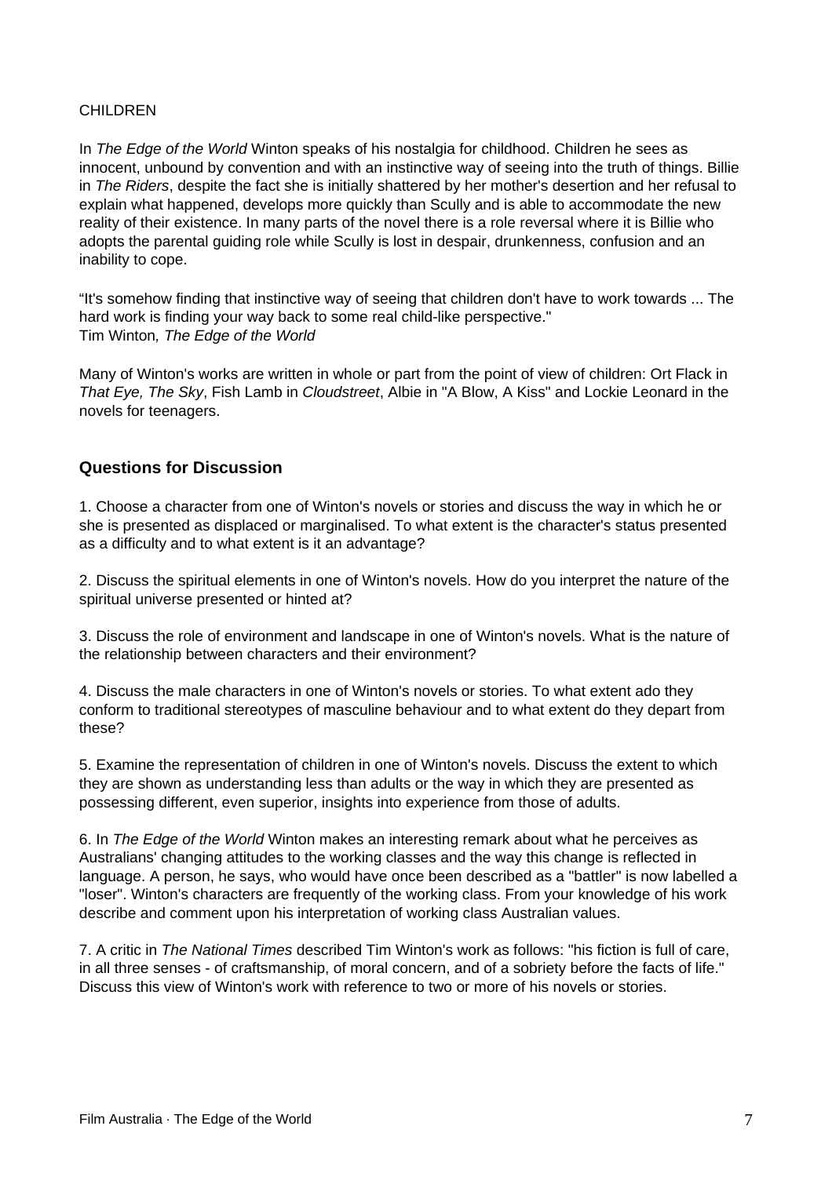CHILDREN

In *The Edge of the World* Winton speaks of his nostalgia for childhood. Children he sees as innocent, unbound by convention and with an instinctive way of seeing into the truth of things. Billie in *The Riders*, despite the fact she is initially shattered by her mother's desertion and her refusal to explain what happened, develops more quickly than Scully and is able to accommodate the new reality of their existence. In many parts of the novel there is a role reversal where it is Billie who adopts the parental guiding role while Scully is lost in despair, drunkenness, confusion and an inability to cope.

"It's somehow finding that instinctive way of seeing that children don't have to work towards ... The hard work is finding your way back to some real child-like perspective."
Tim Winton*, The Edge of the World*

Many of Winton's works are written in whole or part from the point of view of children: Ort Flack in *That Eye, The Sky*, Fish Lamb in *Cloudstreet*, Albie in "A Blow, A Kiss" and Lockie Leonard in the novels for teenagers.

## Questions for Discussion

1. Choose a character from one of Winton's novels or stories and discuss the way in which he or she is presented as displaced or marginalised. To what extent is the character's status presented as a difficulty and to what extent is it an advantage?

2. Discuss the spiritual elements in one of Winton's novels. How do you interpret the nature of the spiritual universe presented or hinted at?

3. Discuss the role of environment and landscape in one of Winton's novels. What is the nature of the relationship between characters and their environment?

4. Discuss the male characters in one of Winton's novels or stories. To what extent ado they conform to traditional stereotypes of masculine behaviour and to what extent do they depart from these?

5. Examine the representation of children in one of Winton's novels. Discuss the extent to which they are shown as understanding less than adults or the way in which they are presented as possessing different, even superior, insights into experience from those of adults.

6. In *The Edge of the World* Winton makes an interesting remark about what he perceives as Australians' changing attitudes to the working classes and the way this change is reflected in language. A person, he says, who would have once been described as a "battler" is now labelled a "loser". Winton's characters are frequently of the working class. From your knowledge of his work describe and comment upon his interpretation of working class Australian values.

7. A critic in *The National Times* described Tim Winton's work as follows: "his fiction is full of care, in all three senses - of craftsmanship, of moral concern, and of a sobriety before the facts of life." Discuss this view of Winton's work with reference to two or more of his novels or stories.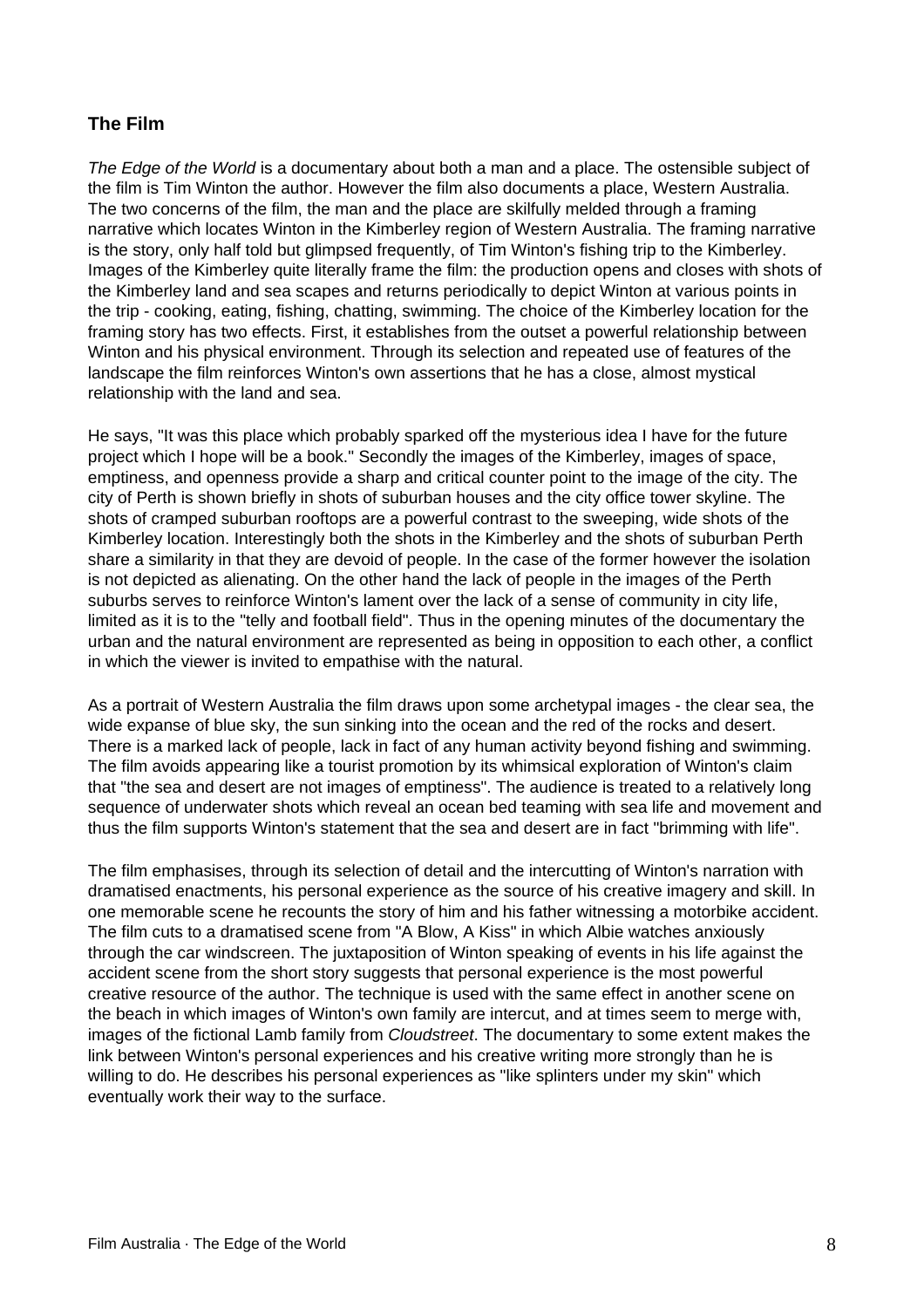## The Film

*The Edge of the World* is a documentary about both a man and a place. The ostensible subject of the film is Tim Winton the author. However the film also documents a place, Western Australia. The two concerns of the film, the man and the place are skilfully melded through a framing narrative which locates Winton in the Kimberley region of Western Australia. The framing narrative is the story, only half told but glimpsed frequently, of Tim Winton's fishing trip to the Kimberley. Images of the Kimberley quite literally frame the film: the production opens and closes with shots of the Kimberley land and sea scapes and returns periodically to depict Winton at various points in the trip - cooking, eating, fishing, chatting, swimming. The choice of the Kimberley location for the framing story has two effects. First, it establishes from the outset a powerful relationship between Winton and his physical environment. Through its selection and repeated use of features of the landscape the film reinforces Winton's own assertions that he has a close, almost mystical relationship with the land and sea.

He says, "It was this place which probably sparked off the mysterious idea I have for the future project which I hope will be a book." Secondly the images of the Kimberley, images of space, emptiness, and openness provide a sharp and critical counter point to the image of the city. The city of Perth is shown briefly in shots of suburban houses and the city office tower skyline. The shots of cramped suburban rooftops are a powerful contrast to the sweeping, wide shots of the Kimberley location. Interestingly both the shots in the Kimberley and the shots of suburban Perth share a similarity in that they are devoid of people. In the case of the former however the isolation is not depicted as alienating. On the other hand the lack of people in the images of the Perth suburbs serves to reinforce Winton's lament over the lack of a sense of community in city life, limited as it is to the "telly and football field". Thus in the opening minutes of the documentary the urban and the natural environment are represented as being in opposition to each other, a conflict in which the viewer is invited to empathise with the natural.

As a portrait of Western Australia the film draws upon some archetypal images - the clear sea, the wide expanse of blue sky, the sun sinking into the ocean and the red of the rocks and desert. There is a marked lack of people, lack in fact of any human activity beyond fishing and swimming. The film avoids appearing like a tourist promotion by its whimsical exploration of Winton's claim that "the sea and desert are not images of emptiness". The audience is treated to a relatively long sequence of underwater shots which reveal an ocean bed teaming with sea life and movement and thus the film supports Winton's statement that the sea and desert are in fact "brimming with life".

The film emphasises, through its selection of detail and the intercutting of Winton's narration with dramatised enactments, his personal experience as the source of his creative imagery and skill. In one memorable scene he recounts the story of him and his father witnessing a motorbike accident. The film cuts to a dramatised scene from "A Blow, A Kiss" in which Albie watches anxiously through the car windscreen. The juxtaposition of Winton speaking of events in his life against the accident scene from the short story suggests that personal experience is the most powerful creative resource of the author. The technique is used with the same effect in another scene on the beach in which images of Winton's own family are intercut, and at times seem to merge with, images of the fictional Lamb family from *Cloudstreet*. The documentary to some extent makes the link between Winton's personal experiences and his creative writing more strongly than he is willing to do. He describes his personal experiences as "like splinters under my skin" which eventually work their way to the surface.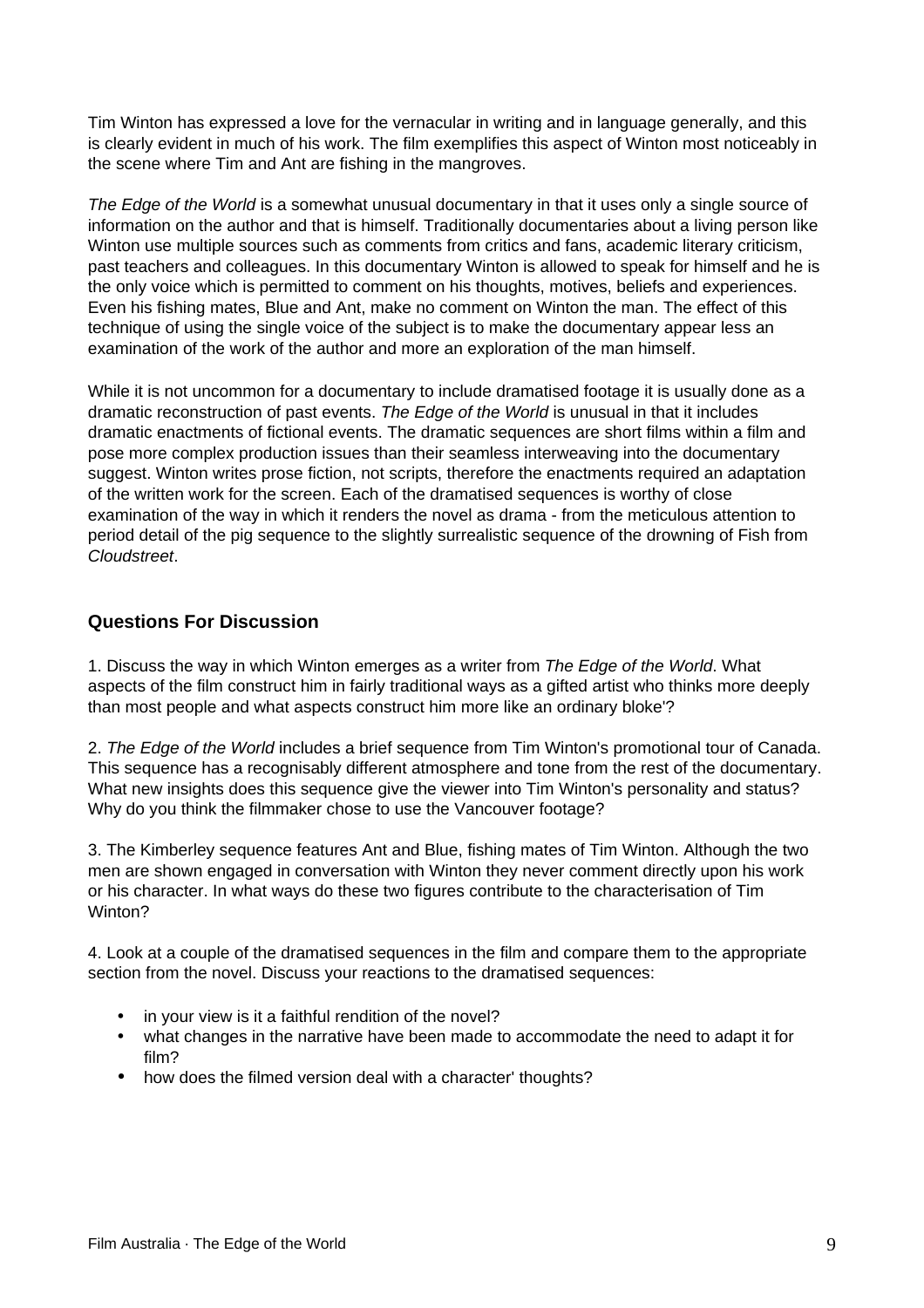Tim Winton has expressed a love for the vernacular in writing and in language generally, and this is clearly evident in much of his work. The film exemplifies this aspect of Winton most noticeably in the scene where Tim and Ant are fishing in the mangroves.

*The Edge of the World* is a somewhat unusual documentary in that it uses only a single source of information on the author and that is himself. Traditionally documentaries about a living person like Winton use multiple sources such as comments from critics and fans, academic literary criticism, past teachers and colleagues. In this documentary Winton is allowed to speak for himself and he is the only voice which is permitted to comment on his thoughts, motives, beliefs and experiences. Even his fishing mates, Blue and Ant, make no comment on Winton the man. The effect of this technique of using the single voice of the subject is to make the documentary appear less an examination of the work of the author and more an exploration of the man himself.

While it is not uncommon for a documentary to include dramatised footage it is usually done as a dramatic reconstruction of past events. *The Edge of the World* is unusual in that it includes dramatic enactments of fictional events. The dramatic sequences are short films within a film and pose more complex production issues than their seamless interweaving into the documentary suggest. Winton writes prose fiction, not scripts, therefore the enactments required an adaptation of the written work for the screen. Each of the dramatised sequences is worthy of close examination of the way in which it renders the novel as drama - from the meticulous attention to period detail of the pig sequence to the slightly surrealistic sequence of the drowning of Fish from *Cloudstreet*.

### Questions For Discussion

1. Discuss the way in which Winton emerges as a writer from *The Edge of the World*. What aspects of the film construct him in fairly traditional ways as a gifted artist who thinks more deeply than most people and what aspects construct him more like an ordinary bloke'?

2. *The Edge of the World* includes a brief sequence from Tim Winton's promotional tour of Canada. This sequence has a recognisably different atmosphere and tone from the rest of the documentary. What new insights does this sequence give the viewer into Tim Winton's personality and status? Why do you think the filmmaker chose to use the Vancouver footage?

3. The Kimberley sequence features Ant and Blue, fishing mates of Tim Winton. Although the two men are shown engaged in conversation with Winton they never comment directly upon his work or his character. In what ways do these two figures contribute to the characterisation of Tim Winton?

4. Look at a couple of the dramatised sequences in the film and compare them to the appropriate section from the novel. Discuss your reactions to the dramatised sequences:

- in your view is it a faithful rendition of the novel?
- what changes in the narrative have been made to accommodate the need to adapt it for film?
- how does the filmed version deal with a character' thoughts?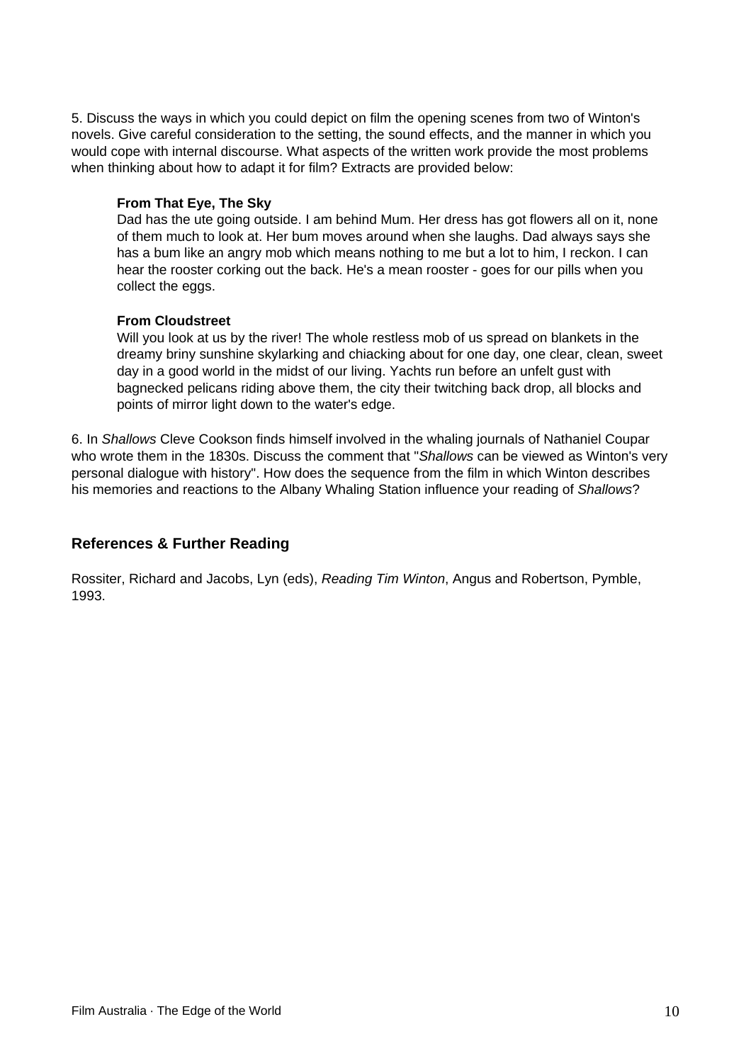5. Discuss the ways in which you could depict on film the opening scenes from two of Winton's novels. Give careful consideration to the setting, the sound effects, and the manner in which you would cope with internal discourse. What aspects of the written work provide the most problems when thinking about how to adapt it for film? Extracts are provided below:

> **From That Eye, The Sky**
> Dad has the ute going outside. I am behind Mum. Her dress has got flowers all on it, none of them much to look at. Her bum moves around when she laughs. Dad always says she has a bum like an angry mob which means nothing to me but a lot to him, I reckon. I can hear the rooster corking out the back. He's a mean rooster - goes for our pills when you collect the eggs.
>
> **From Cloudstreet**
> Will you look at us by the river! The whole restless mob of us spread on blankets in the dreamy briny sunshine skylarking and chiacking about for one day, one clear, clean, sweet day in a good world in the midst of our living. Yachts run before an unfelt gust with bagnecked pelicans riding above them, the city their twitching back drop, all blocks and points of mirror light down to the water's edge.

6. In *Shallows* Cleve Cookson finds himself involved in the whaling journals of Nathaniel Coupar who wrote them in the 1830s. Discuss the comment that "*Shallows* can be viewed as Winton's very personal dialogue with history". How does the sequence from the film in which Winton describes his memories and reactions to the Albany Whaling Station influence your reading of *Shallows*?

## References & Further Reading

Rossiter, Richard and Jacobs, Lyn (eds), *Reading Tim Winton*, Angus and Robertson, Pymble, 1993.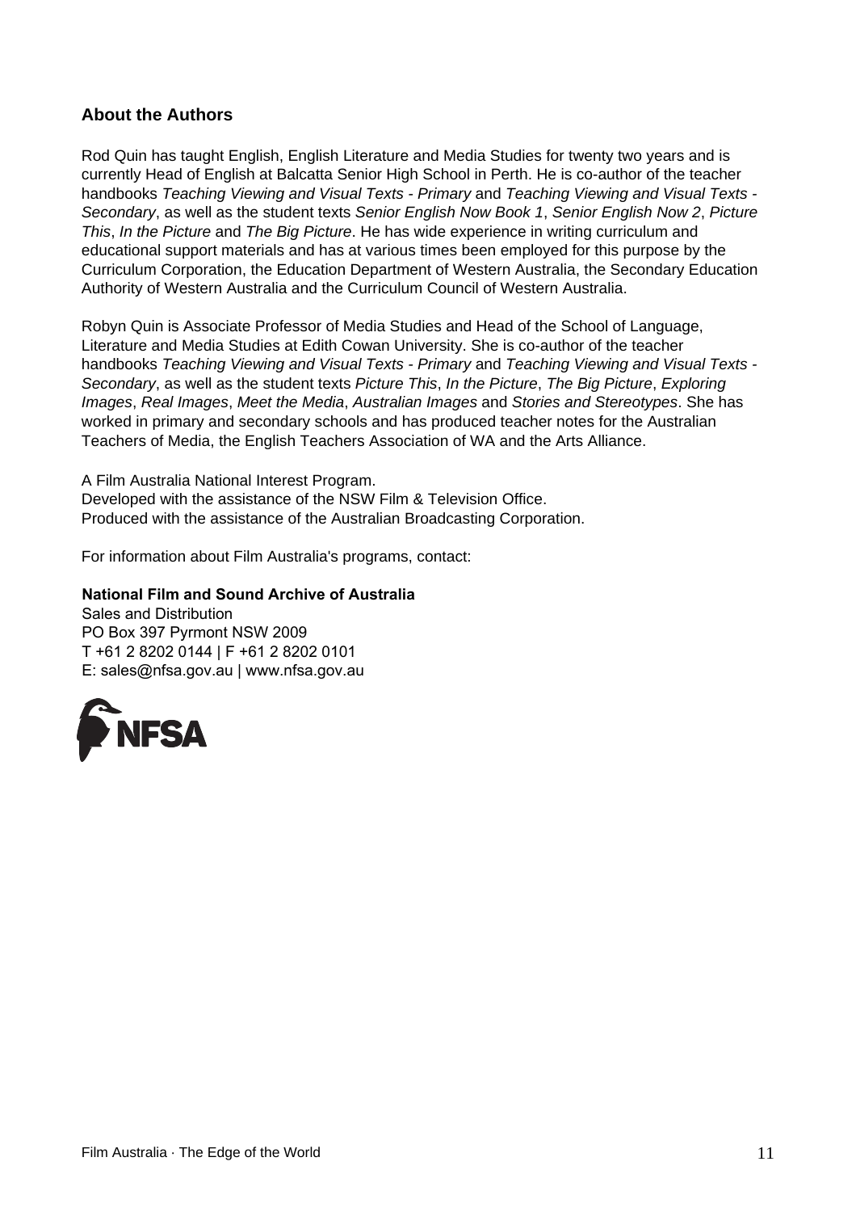## About the Authors

Rod Quin has taught English, English Literature and Media Studies for twenty two years and is currently Head of English at Balcatta Senior High School in Perth. He is co-author of the teacher handbooks *Teaching Viewing and Visual Texts - Primary* and *Teaching Viewing and Visual Texts - Secondary*, as well as the student texts *Senior English Now Book 1*, *Senior English Now 2*, *Picture This*, *In the Picture* and *The Big Picture*. He has wide experience in writing curriculum and educational support materials and has at various times been employed for this purpose by the Curriculum Corporation, the Education Department of Western Australia, the Secondary Education Authority of Western Australia and the Curriculum Council of Western Australia.

Robyn Quin is Associate Professor of Media Studies and Head of the School of Language, Literature and Media Studies at Edith Cowan University. She is co-author of the teacher handbooks *Teaching Viewing and Visual Texts - Primary* and *Teaching Viewing and Visual Texts - Secondary*, as well as the student texts *Picture This*, *In the Picture*, *The Big Picture*, *Exploring Images*, *Real Images*, *Meet the Media*, *Australian Images* and *Stories and Stereotypes*. She has worked in primary and secondary schools and has produced teacher notes for the Australian Teachers of Media, the English Teachers Association of WA and the Arts Alliance.

A Film Australia National Interest Program.
Developed with the assistance of the NSW Film & Television Office.
Produced with the assistance of the Australian Broadcasting Corporation.

For information about Film Australia's programs, contact:

**National Film and Sound Archive of Australia**
Sales and Distribution
PO Box 397 Pyrmont NSW 2009
T +61 2 8202 0144 | F +61 2 8202 0101
E: sales@nfsa.gov.au | www.nfsa.gov.au

NFSA